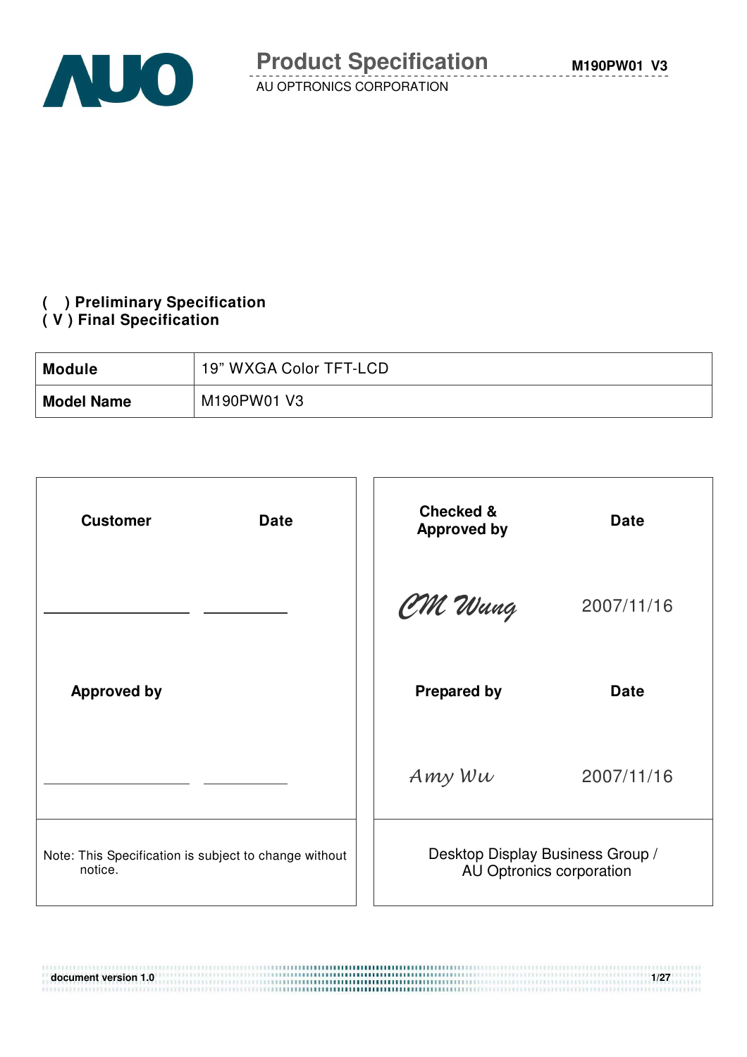# Product Specification

AU OPTRONICS CORPORATION

( ) Preliminary Specification
( V ) Final Specification

| Module | 19” WXGA Color TFT-LCD |
|---|---|
| Model Name | M190PW01 V3 |

| Customer | Date | Checked & Approved by | Date |
|---|---|---|---|
| | | CM Wang | 2007/11/16 |
| Approved by | | Prepared by | Date |
| | | Amy Wu | 2007/11/16 |
| Note: This Specification is subject to change without notice. | | Desktop Display Business Group / AU Optronics corporation | |

document version 1.0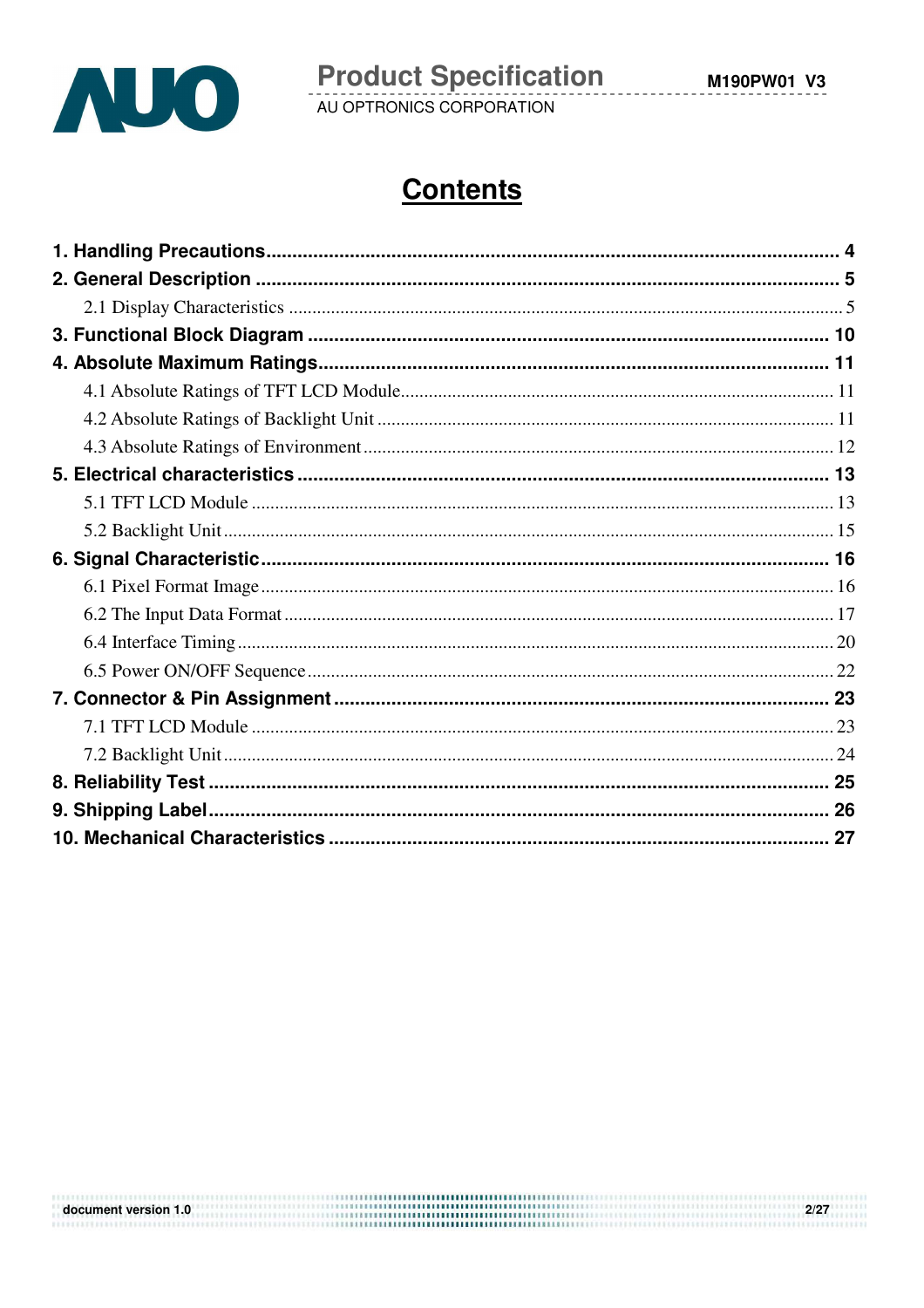# Contents

**1. Handling Precautions** .......... 4

**2. General Description** .......... 5

- 2.1 Display Characteristics .......... 5

**3. Functional Block Diagram** .......... 10

**4. Absolute Maximum Ratings** .......... 11

- 4.1 Absolute Ratings of TFT LCD Module .......... 11
- 4.2 Absolute Ratings of Backlight Unit .......... 11
- 4.3 Absolute Ratings of Environment .......... 12

**5. Electrical characteristics** .......... 13

- 5.1 TFT LCD Module .......... 13
- 5.2 Backlight Unit .......... 15

**6. Signal Characteristic** .......... 16

- 6.1 Pixel Format Image .......... 16
- 6.2 The Input Data Format .......... 17
- 6.4 Interface Timing .......... 20
- 6.5 Power ON/OFF Sequence .......... 22

**7. Connector & Pin Assignment** .......... 23

- 7.1 TFT LCD Module .......... 23
- 7.2 Backlight Unit .......... 24

**8. Reliability Test** .......... 25

**9. Shipping Label** .......... 26

**10. Mechanical Characteristics** .......... 27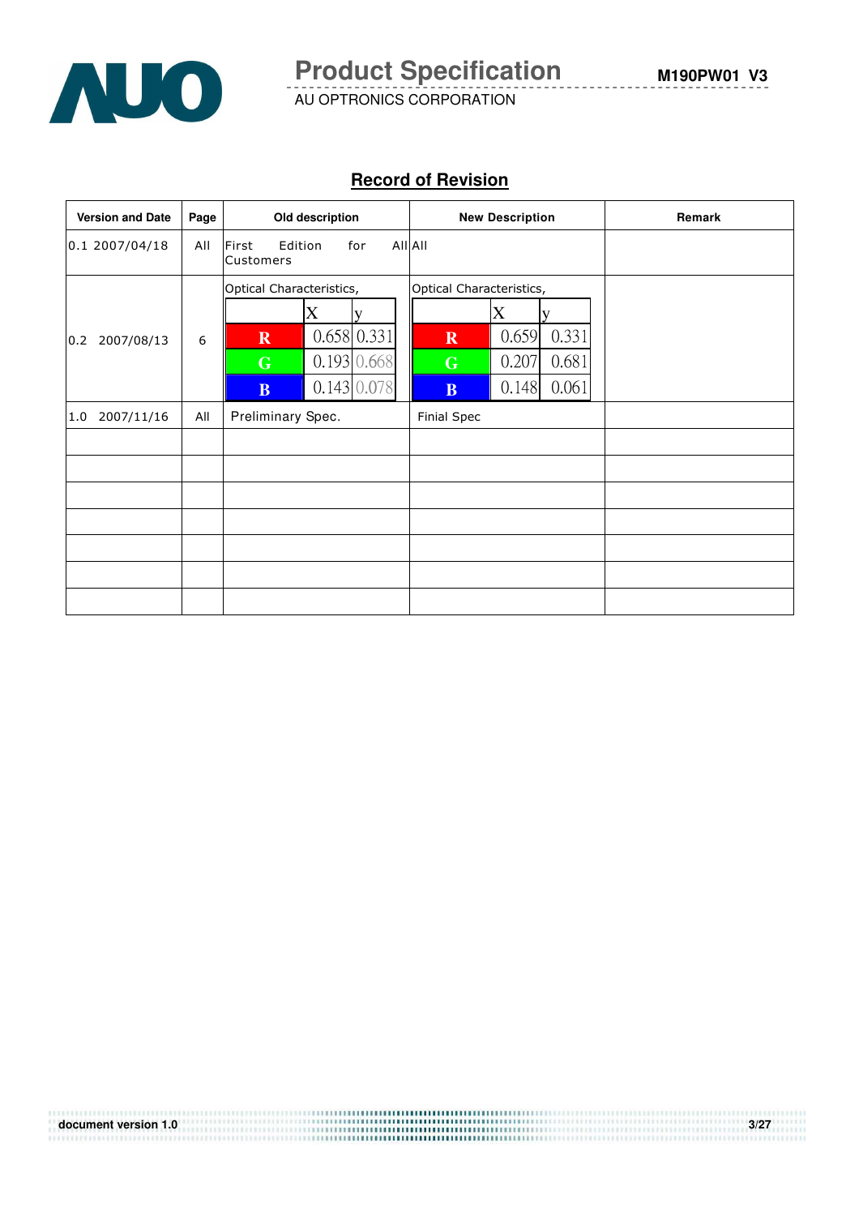## Record of Revision

| Version and Date | Page | Old description | New Description | Remark |
|---|---|---|---|---|
| 0.1 2007/04/18 | All | First Edition for All Customers | All | |
| 0.2 2007/08/13 | 6 | Optical Characteristics,<br>R: x 0.658, y 0.331<br>G: x 0.193, y 0.668<br>B: x 0.143, y 0.078 | Optical Characteristics,<br>R: x 0.659, y 0.331<br>G: x 0.207, y 0.681<br>B: x 0.148, y 0.061 | |
| 1.0 2007/11/16 | All | Preliminary Spec. | Finial Spec | |
| | | | | |
| | | | | |
| | | | | |
| | | | | |
| | | | | |
| | | | | |
| | | | | |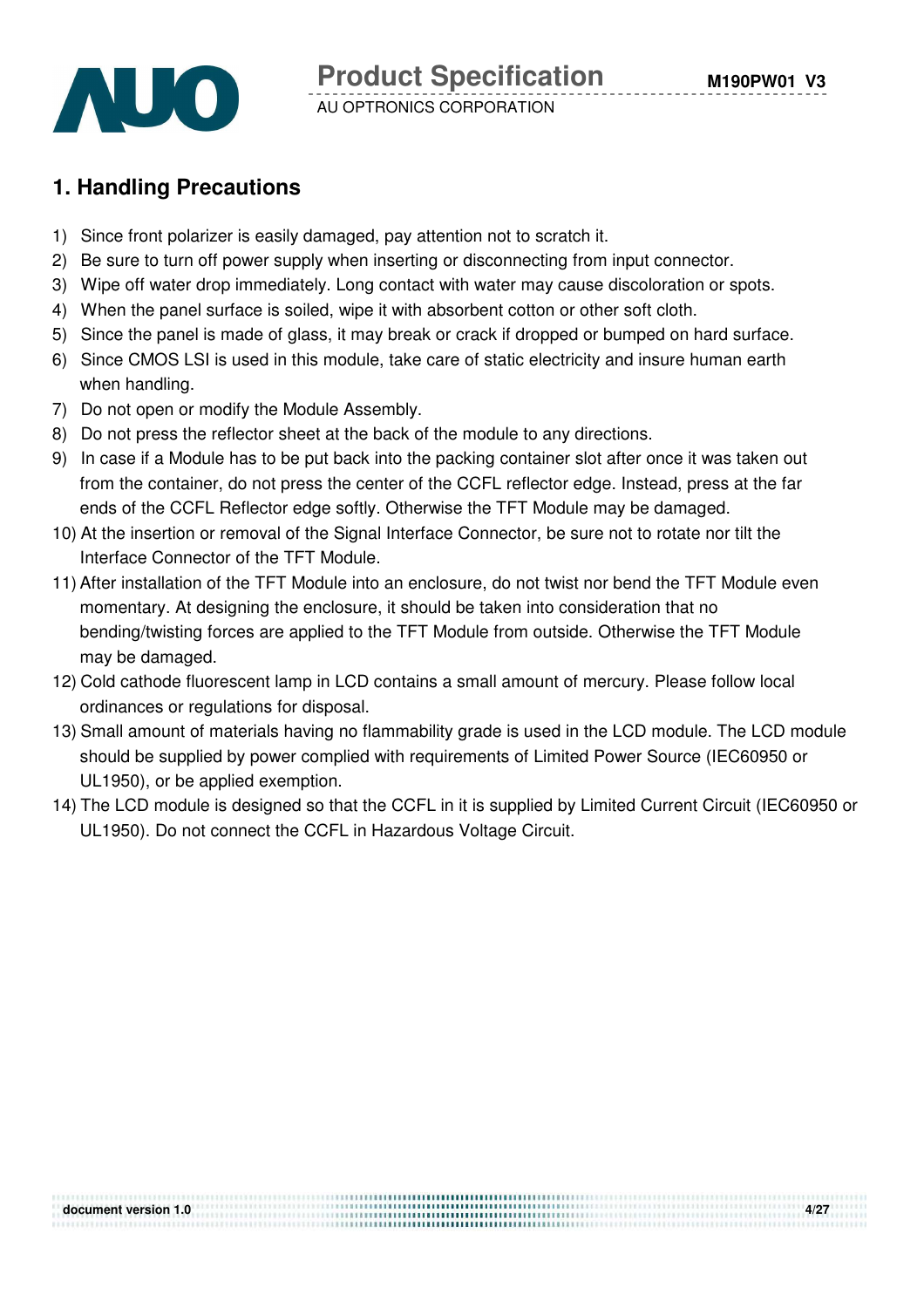# 1. Handling Precautions

1) Since front polarizer is easily damaged, pay attention not to scratch it.
2) Be sure to turn off power supply when inserting or disconnecting from input connector.
3) Wipe off water drop immediately. Long contact with water may cause discoloration or spots.
4) When the panel surface is soiled, wipe it with absorbent cotton or other soft cloth.
5) Since the panel is made of glass, it may break or crack if dropped or bumped on hard surface.
6) Since CMOS LSI is used in this module, take care of static electricity and insure human earth when handling.
7) Do not open or modify the Module Assembly.
8) Do not press the reflector sheet at the back of the module to any directions.
9) In case if a Module has to be put back into the packing container slot after once it was taken out from the container, do not press the center of the CCFL reflector edge. Instead, press at the far ends of the CCFL Reflector edge softly. Otherwise the TFT Module may be damaged.
10) At the insertion or removal of the Signal Interface Connector, be sure not to rotate nor tilt the Interface Connector of the TFT Module.
11) After installation of the TFT Module into an enclosure, do not twist nor bend the TFT Module even momentary. At designing the enclosure, it should be taken into consideration that no bending/twisting forces are applied to the TFT Module from outside. Otherwise the TFT Module may be damaged.
12) Cold cathode fluorescent lamp in LCD contains a small amount of mercury. Please follow local ordinances or regulations for disposal.
13) Small amount of materials having no flammability grade is used in the LCD module. The LCD module should be supplied by power complied with requirements of Limited Power Source (IEC60950 or UL1950), or be applied exemption.
14) The LCD module is designed so that the CCFL in it is supplied by Limited Current Circuit (IEC60950 or UL1950). Do not connect the CCFL in Hazardous Voltage Circuit.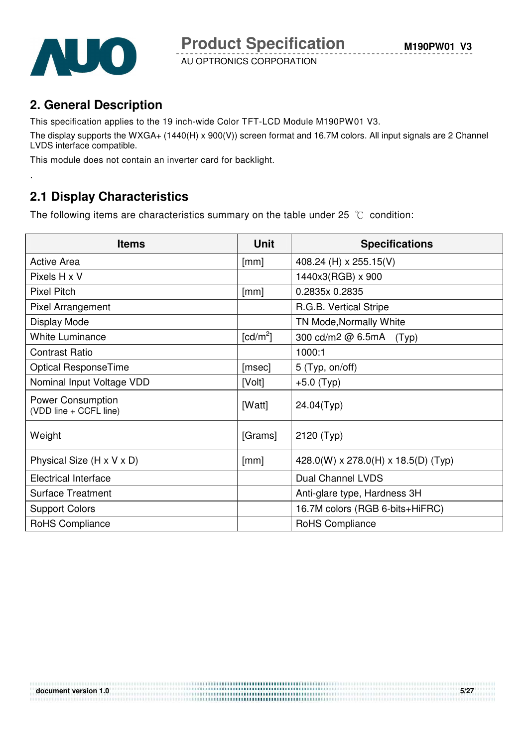## 2. General Description

This specification applies to the 19 inch-wide Color TFT-LCD Module M190PW01 V3.

The display supports the WXGA+ (1440(H) x 900(V)) screen format and 16.7M colors. All input signals are 2 Channel LVDS interface compatible.

This module does not contain an inverter card for backlight.

.

## 2.1 Display Characteristics

The following items are characteristics summary on the table under 25 ℃ condition:

| Items | Unit | Specifications |
|---|---|---|
| Active Area | [mm] | 408.24 (H) x 255.15(V) |
| Pixels H x V | | 1440x3(RGB) x 900 |
| Pixel Pitch | [mm] | 0.2835x 0.2835 |
| Pixel Arrangement | | R.G.B. Vertical Stripe |
| Display Mode | | TN Mode,Normally White |
| White Luminance | [cd/m$^2$] | 300 cd/m2 @ 6.5mA (Typ) |
| Contrast Ratio | | 1000:1 |
| Optical ResponseTime | [msec] | 5 (Typ, on/off) |
| Nominal Input Voltage VDD | [Volt] | +5.0 (Typ) |
| Power Consumption (VDD line + CCFL line) | [Watt] | 24.04(Typ) |
| Weight | [Grams] | 2120 (Typ) |
| Physical Size (H x V x D) | [mm] | 428.0(W) x 278.0(H) x 18.5(D) (Typ) |
| Electrical Interface | | Dual Channel LVDS |
| Surface Treatment | | Anti-glare type, Hardness 3H |
| Support Colors | | 16.7M colors (RGB 6-bits+HiFRC) |
| RoHS Compliance | | RoHS Compliance |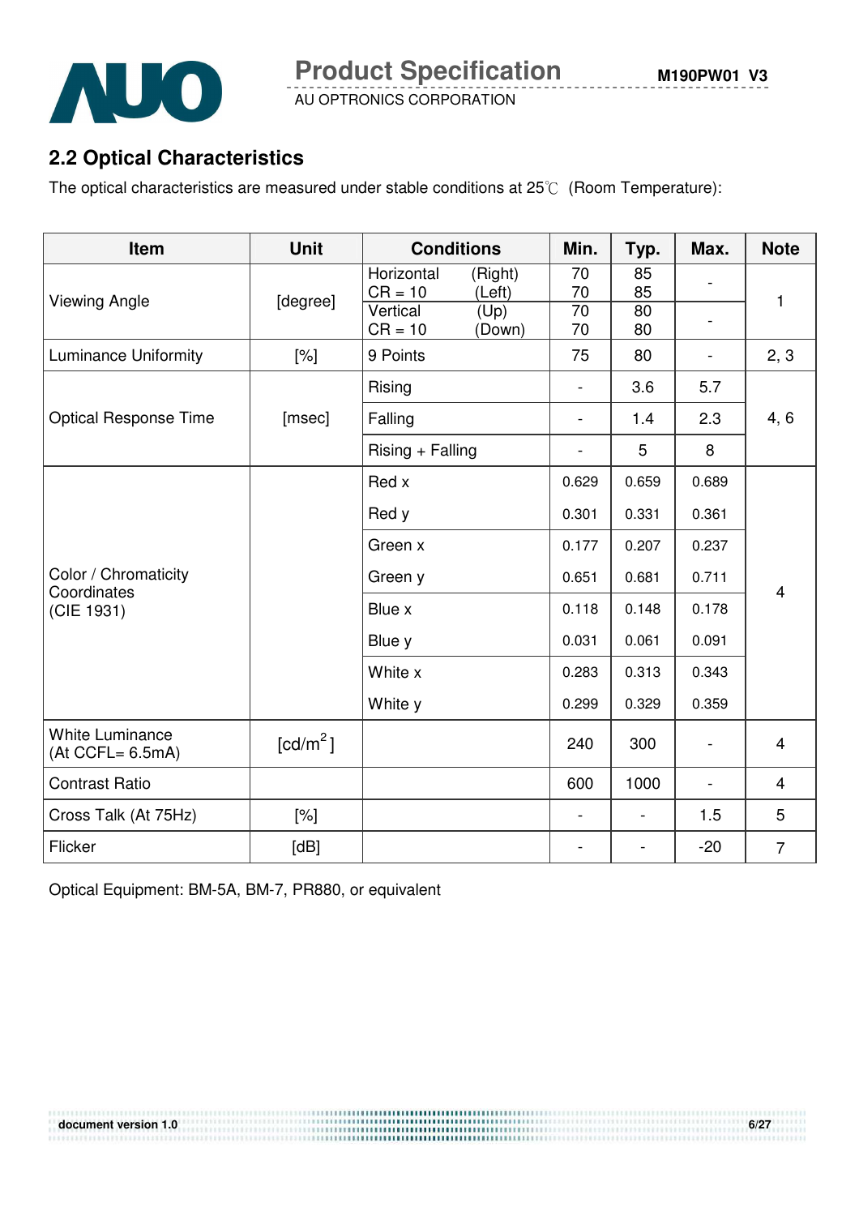## 2.2 Optical Characteristics

The optical characteristics are measured under stable conditions at 25℃ (Room Temperature):

| Item | Unit | Conditions | Min. | Typ. | Max. | Note |
|---|---|---|---|---|---|---|
| Viewing Angle | [degree] | Horizontal (Right) CR = 10 (Left) | 70<br>70 | 85<br>85 | - | 1 |
| | | Vertical (Up) CR = 10 (Down) | 70<br>70 | 80<br>80 | - | |
| Luminance Uniformity | [%] | 9 Points | 75 | 80 | - | 2, 3 |
| Optical Response Time | [msec] | Rising | - | 3.6 | 5.7 | 4, 6 |
| | | Falling | - | 1.4 | 2.3 | |
| | | Rising + Falling | - | 5 | 8 | |
| Color / Chromaticity Coordinates (CIE 1931) | | Red x | 0.629 | 0.659 | 0.689 | 4 |
| | | Red y | 0.301 | 0.331 | 0.361 | |
| | | Green x | 0.177 | 0.207 | 0.237 | |
| | | Green y | 0.651 | 0.681 | 0.711 | |
| | | Blue x | 0.118 | 0.148 | 0.178 | |
| | | Blue y | 0.031 | 0.061 | 0.091 | |
| | | White x | 0.283 | 0.313 | 0.343 | |
| | | White y | 0.299 | 0.329 | 0.359 | |
| White Luminance (At CCFL= 6.5mA) | [cd/m$^2$] | | 240 | 300 | - | 4 |
| Contrast Ratio | | | 600 | 1000 | - | 4 |
| Cross Talk (At 75Hz) | [%] | | - | - | 1.5 | 5 |
| Flicker | [dB] | | - | - | -20 | 7 |

Optical Equipment: BM-5A, BM-7, PR880, or equivalent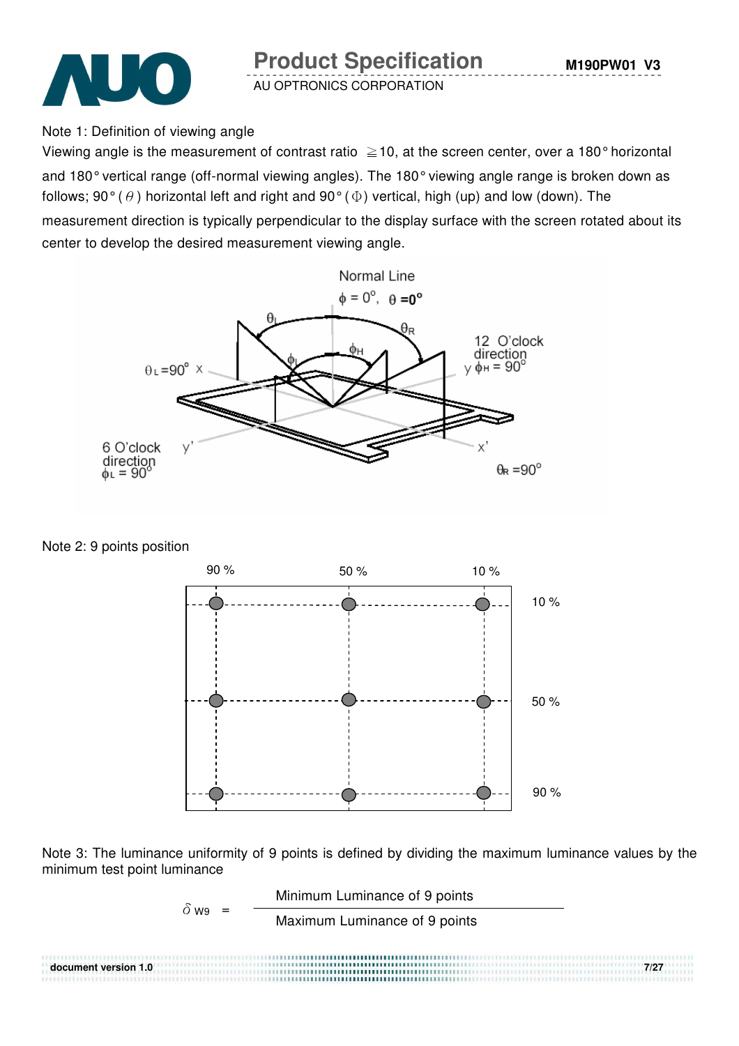Note 1: Definition of viewing angle

Viewing angle is the measurement of contrast ratio ≧10, at the screen center, over a 180° horizontal and 180° vertical range (off-normal viewing angles). The 180° viewing angle range is broken down as follows; 90° ( $\theta$ ) horizontal left and right and 90° ( $\Phi$ ) vertical, high (up) and low (down). The measurement direction is typically perpendicular to the display surface with the screen rotated about its center to develop the desired measurement viewing angle.

Note 2: 9 points position

Note 3: The luminance uniformity of 9 points is defined by dividing the maximum luminance values by the minimum test point luminance

$$\delta_{W9} = \frac{\text{Minimum Luminance of 9 points}}{\text{Maximum Luminance of 9 points}}$$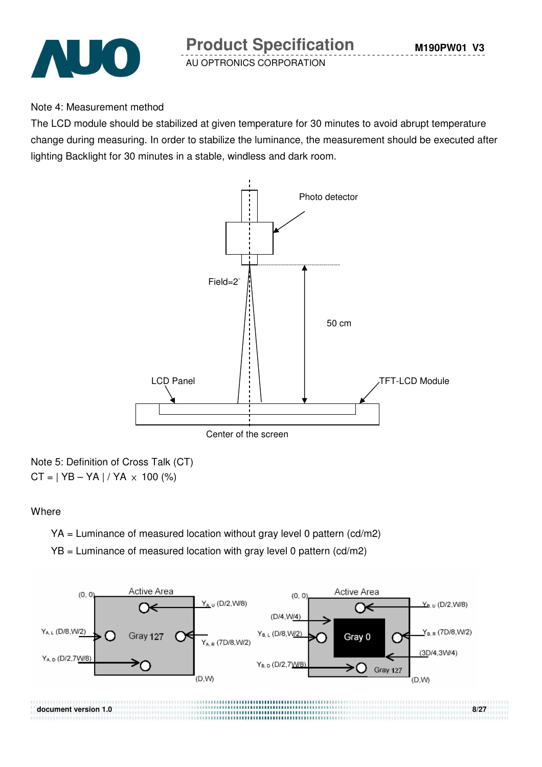Note 4: Measurement method

The LCD module should be stabilized at given temperature for 30 minutes to avoid abrupt temperature change during measuring. In order to stabilize the luminance, the measurement should be executed after lighting Backlight for 30 minutes in a stable, windless and dark room.

Photo detector

Field=2°

50 cm

LCD Panel

TFT-LCD Module

Center of the screen

Note 5: Definition of Cross Talk (CT)

CT = | YB – YA | / YA × 100 (%)

Where

YA = Luminance of measured location without gray level 0 pattern (cd/m2)

YB = Luminance of measured location with gray level 0 pattern (cd/m2)

(0, 0) Active Area Gray 127 (D,W)

$Y_{A,U}$ (D/2,W/8)

$Y_{A,L}$ (D/8,W/2)

$Y_{A,R}$ (7D/8,W/2)

$Y_{A,D}$ (D/2,7W/8)

(0, 0) Active Area Gray 0 Gray 127 (D,W)

(D/4,W/4)

(3D/4,3W/4)

$Y_{B,U}$ (D/2,W/8)

$Y_{B,L}$ (D/8,W/2)

$Y_{B,R}$ (7D/8,W/2)

$Y_{B,D}$ (D/2,7W/8)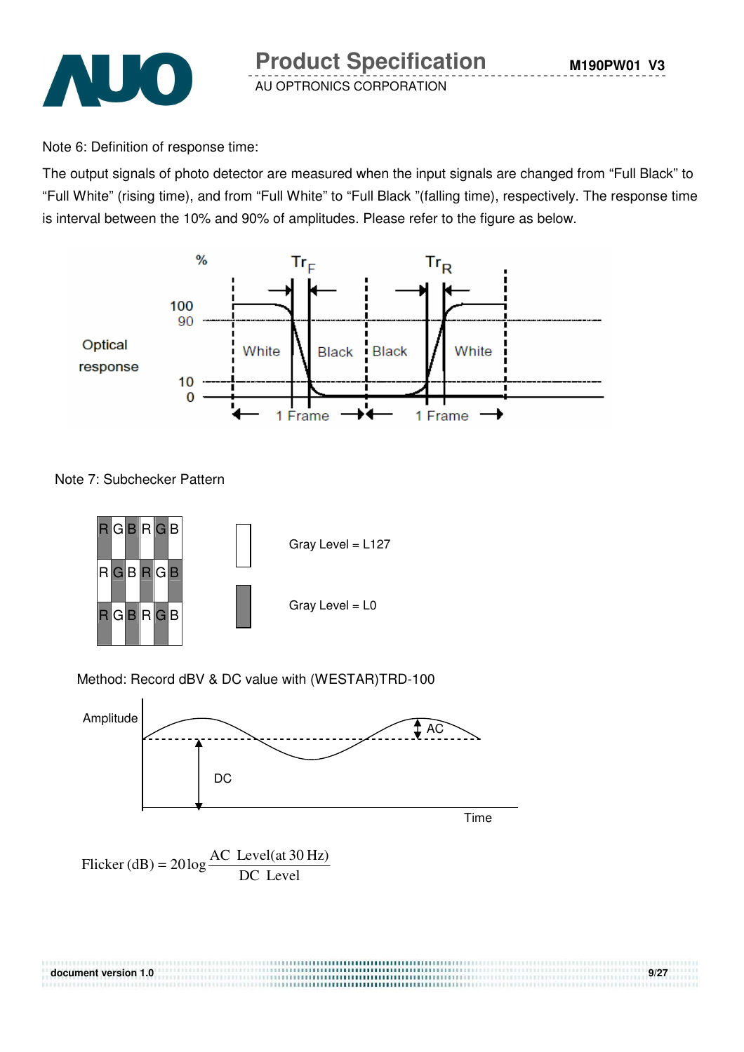Note 6: Definition of response time:

The output signals of photo detector are measured when the input signals are changed from “Full Black” to “Full White” (rising time), and from “Full White” to “Full Black ”(falling time), respectively. The response time is interval between the 10% and 90% of amplitudes. Please refer to the figure as below.

Note 7: Subchecker Pattern

Gray Level = L127

Gray Level = L0

Method: Record dBV & DC value with (WESTAR)TRD-100

$$\text{Flicker (dB)} = 20\log\frac{\text{AC Level(at 30 Hz)}}{\text{DC Level}}$$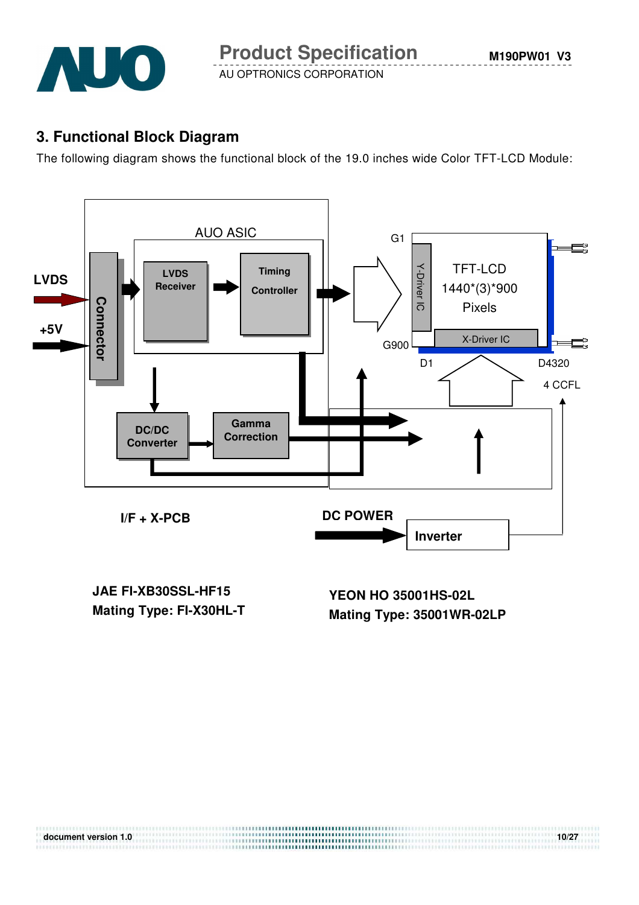## 3. Functional Block Diagram

The following diagram shows the functional block of the 19.0 inches wide Color TFT-LCD Module:

AUO ASIC

LVDS

+5V

Connector

LVDS Receiver

Timing Controller

DC/DC Converter

Gamma Correction

G1

G900

Y-Driver IC

TFT-LCD 1440*(3)*900 Pixels

X-Driver IC

D1

D4320

4 CCFL

I/F + X-PCB

DC POWER

Inverter

**JAE FI-XB30SSL-HF15**
**Mating Type: FI-X30HL-T**

**YEON HO 35001HS-02L**
**Mating Type: 35001WR-02LP**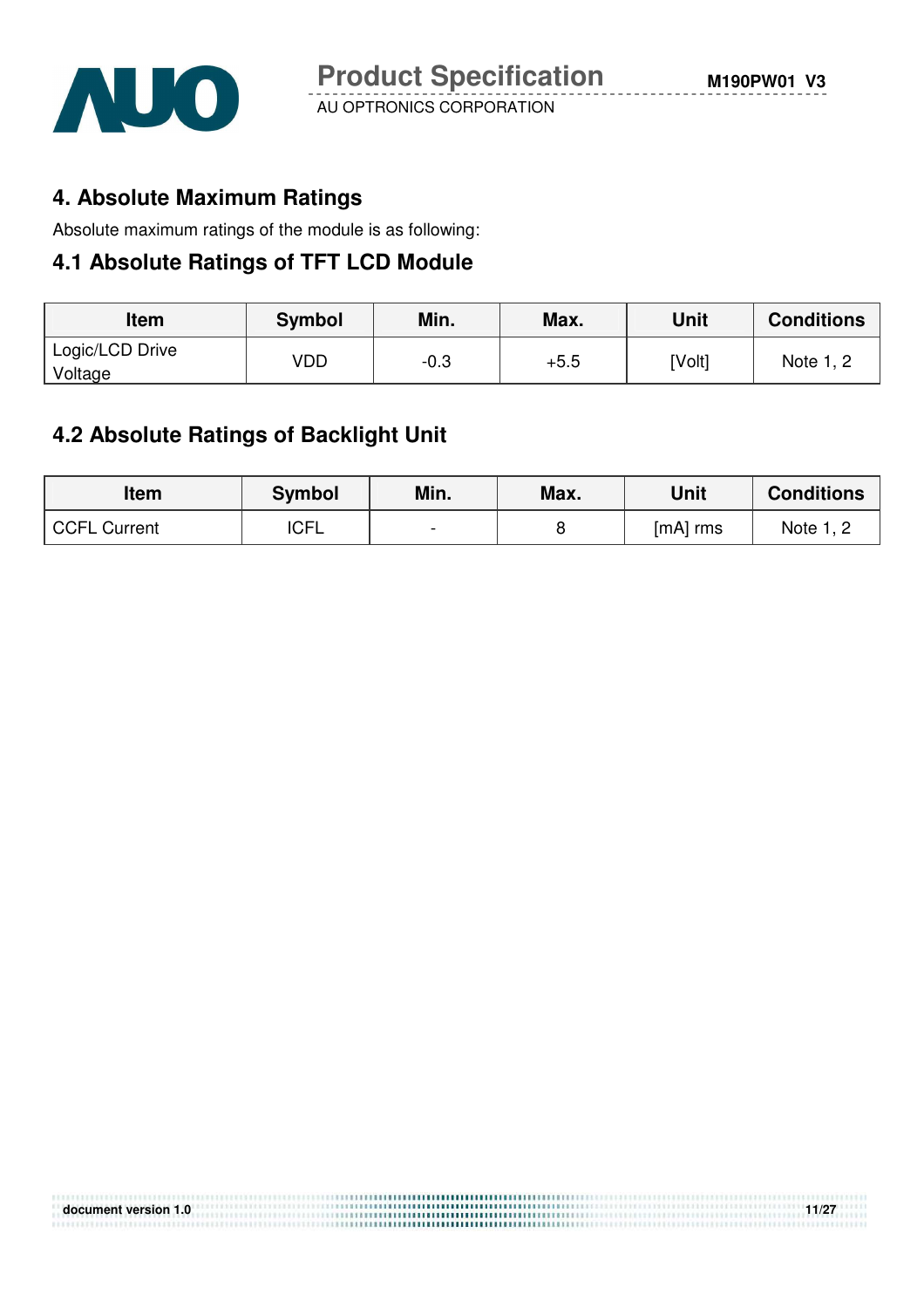## 4. Absolute Maximum Ratings

Absolute maximum ratings of the module is as following:

### 4.1 Absolute Ratings of TFT LCD Module

| Item | Symbol | Min. | Max. | Unit | Conditions |
|---|---|---|---|---|---|
| Logic/LCD Drive Voltage | VDD | -0.3 | +5.5 | [Volt] | Note 1, 2 |

### 4.2 Absolute Ratings of Backlight Unit

| Item | Symbol | Min. | Max. | Unit | Conditions |
|---|---|---|---|---|---|
| CCFL Current | ICFL | - | 8 | [mA] rms | Note 1, 2 |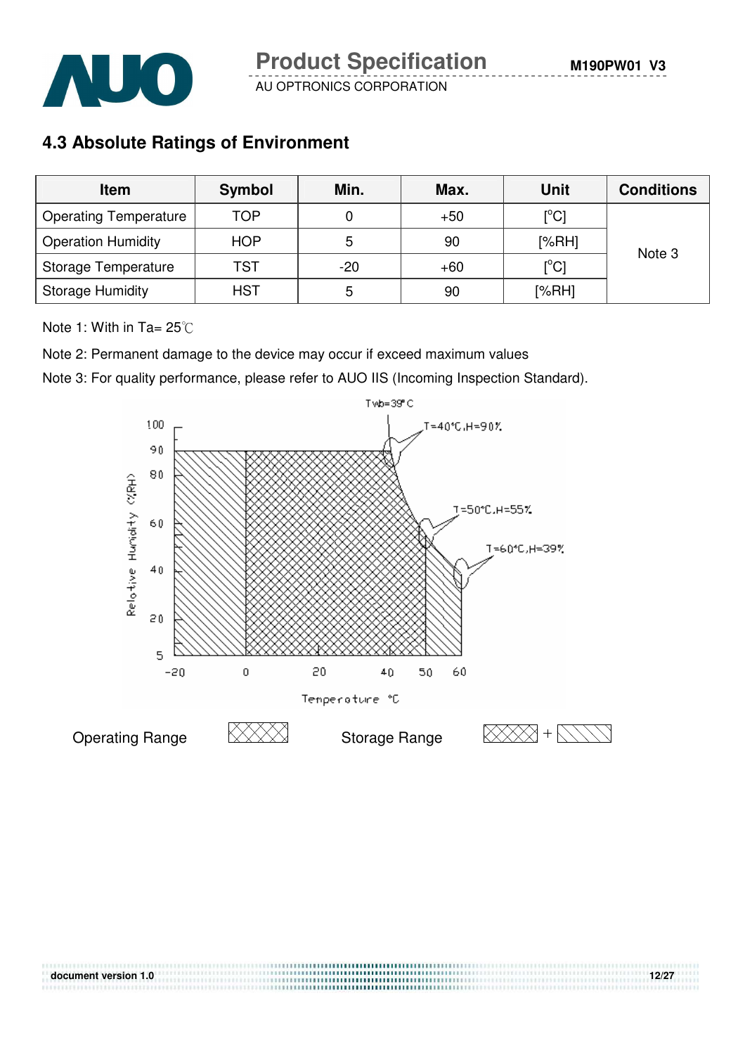## 4.3 Absolute Ratings of Environment

| Item | Symbol | Min. | Max. | Unit | Conditions |
|---|---|---|---|---|---|
| Operating Temperature | TOP | 0 | +50 | [°C] | Note 3 |
| Operation Humidity | HOP | 5 | 90 | [%RH] | |
| Storage Temperature | TST | -20 | +60 | [°C] | |
| Storage Humidity | HST | 5 | 90 | [%RH] | |

Note 1: With in Ta= 25℃

Note 2: Permanent damage to the device may occur if exceed maximum values

Note 3: For quality performance, please refer to AUO IIS (Incoming Inspection Standard).

Twb=39°C

T=40°C,H=90%

T=50°C,H=55%

T=60°C,H=39%

Relative Humidity (%RH)

Temperature °C

Operating Range

Storage Range +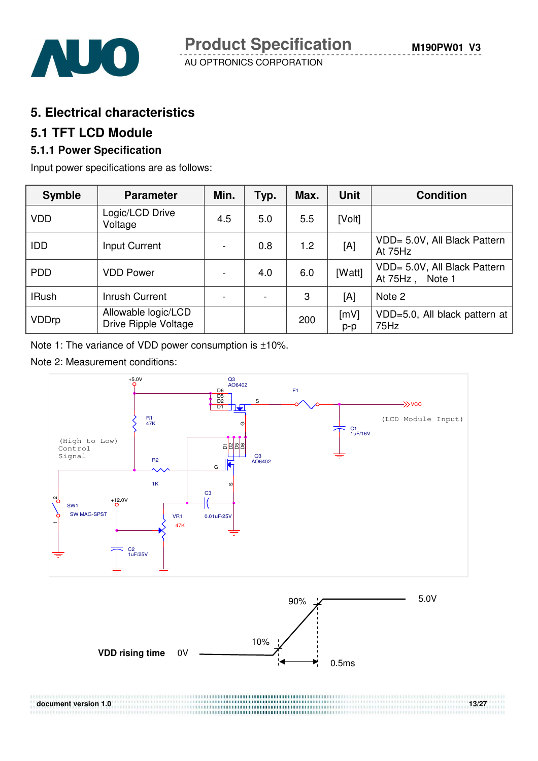# 5. Electrical characteristics

## 5.1 TFT LCD Module

### 5.1.1 Power Specification

Input power specifications are as follows:

| Symble | Parameter | Min. | Typ. | Max. | Unit | Condition |
|---|---|---|---|---|---|---|
| VDD | Logic/LCD Drive Voltage | 4.5 | 5.0 | 5.5 | [Volt] | |
| IDD | Input Current | - | 0.8 | 1.2 | [A] | VDD= 5.0V, All Black Pattern At 75Hz |
| PDD | VDD Power | - | 4.0 | 6.0 | [Watt] | VDD= 5.0V, All Black Pattern At 75Hz , Note 1 |
| IRush | Inrush Current | - | - | 3 | [A] | Note 2 |
| VDDrp | Allowable logic/LCD Drive Ripple Voltage | | | 200 | [mV] p-p | VDD=5.0, All black pattern at 75Hz |

Note 1: The variance of VDD power consumption is ±10%.

Note 2: Measurement conditions:

+5.0V, Q3 AO6402, D6 D5 D2 D1, S, F1, VCC (LCD Module Input), R1 47K, G, C1 1uF/16V, (High to Low) Control Signal, R2 1K, G, D1 D2 D5 D6, Q3 AO6402, S, SW1 SW MAG-SPST, +12.0V, C3 0.01uF/25V, VR1 47K, C2 1uF/25V

VDD rising time: 0V, 10%, 90%, 5.0V, 0.5ms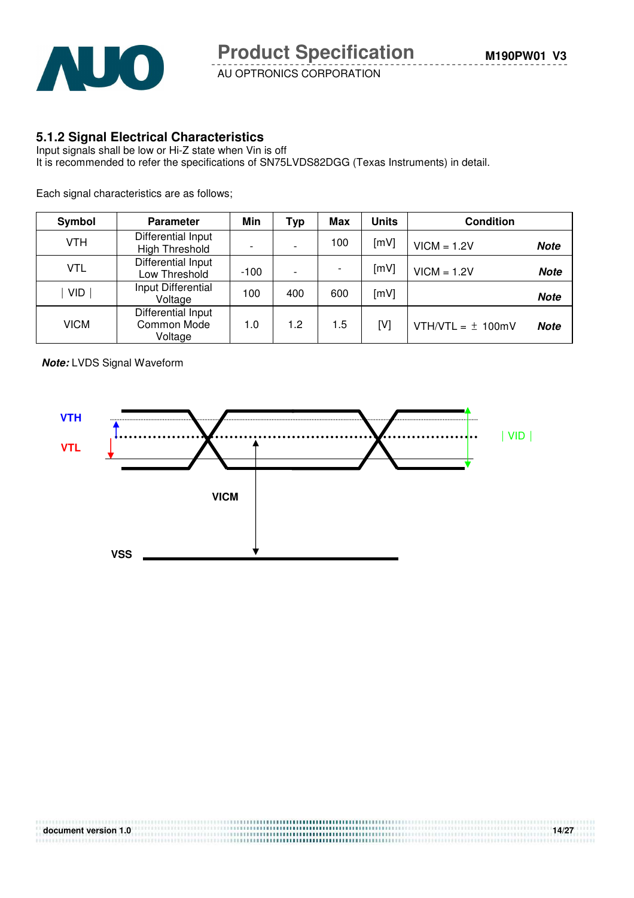### 5.1.2 Signal Electrical Characteristics

Input signals shall be low or Hi-Z state when Vin is off

It is recommended to refer the specifications of SN75LVDS82DGG (Texas Instruments) in detail.

Each signal characteristics are as follows;

| Symbol | Parameter | Min | Typ | Max | Units | Condition |
|---|---|---|---|---|---|---|
| VTH | Differential Input High Threshold | - | - | 100 | [mV] | VICM = 1.2V ***Note*** |
| VTL | Differential Input Low Threshold | -100 | - | - | [mV] | VICM = 1.2V ***Note*** |
| ｜VID｜ | Input Differential Voltage | 100 | 400 | 600 | [mV] | ***Note*** |
| VICM | Differential Input Common Mode Voltage | 1.0 | 1.2 | 1.5 | [V] | VTH/VTL = ± 100mV ***Note*** |

***Note:*** LVDS Signal Waveform

VTH

VTL

｜VID｜

VICM

VSS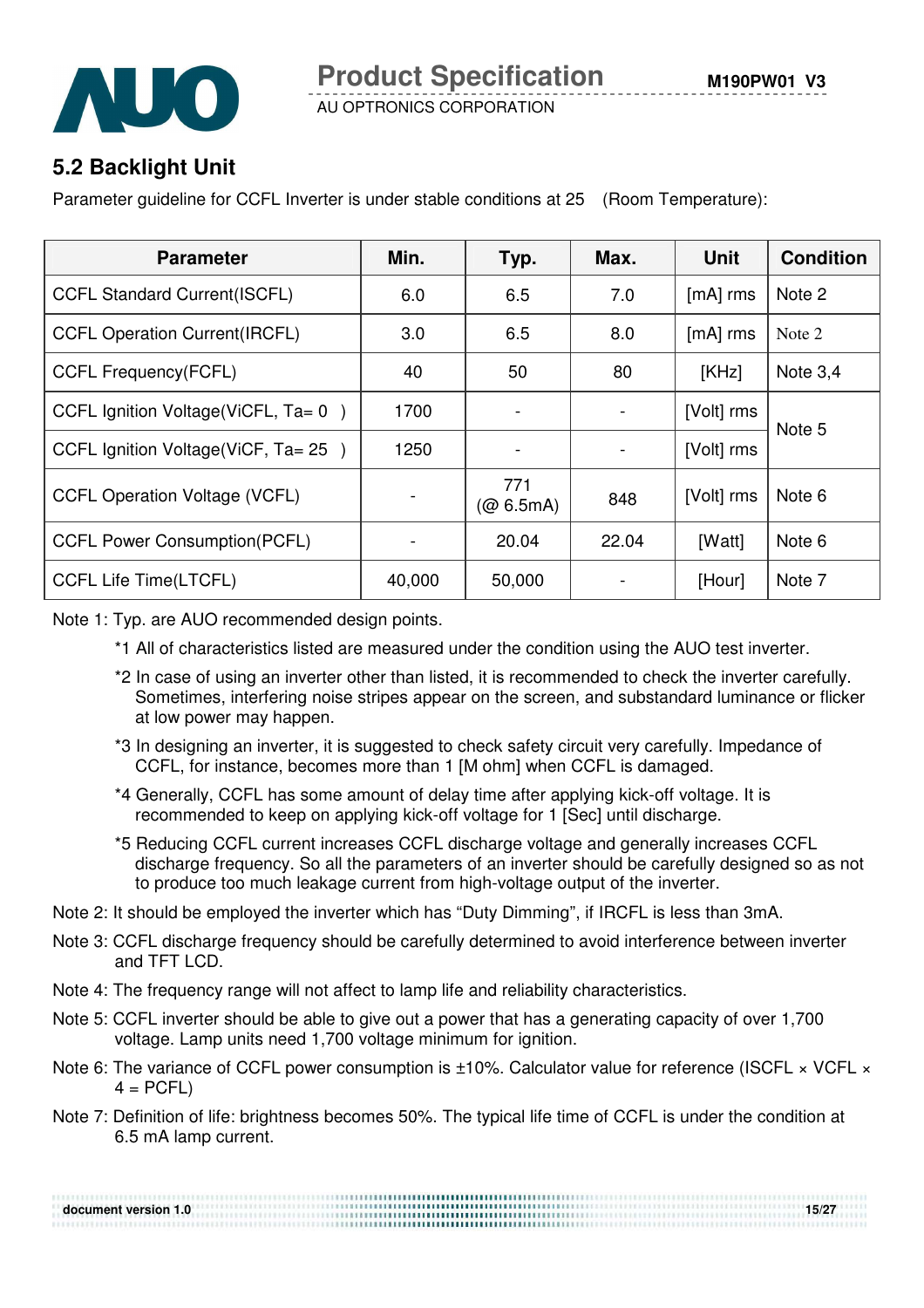## 5.2 Backlight Unit

Parameter guideline for CCFL Inverter is under stable conditions at 25 (Room Temperature):

| Parameter | Min. | Typ. | Max. | Unit | Condition |
|---|---|---|---|---|---|
| CCFL Standard Current(ISCFL) | 6.0 | 6.5 | 7.0 | [mA] rms | Note 2 |
| CCFL Operation Current(IRCFL) | 3.0 | 6.5 | 8.0 | [mA] rms | Note 2 |
| CCFL Frequency(FCFL) | 40 | 50 | 80 | [KHz] | Note 3,4 |
| CCFL Ignition Voltage(ViCFL, Ta= 0 ) | 1700 | - | - | [Volt] rms | Note 5 |
| CCFL Ignition Voltage(ViCF, Ta= 25 ) | 1250 | - | - | [Volt] rms | |
| CCFL Operation Voltage (VCFL) | - | 771 (@ 6.5mA) | 848 | [Volt] rms | Note 6 |
| CCFL Power Consumption(PCFL) | - | 20.04 | 22.04 | [Watt] | Note 6 |
| CCFL Life Time(LTCFL) | 40,000 | 50,000 | - | [Hour] | Note 7 |

Note 1: Typ. are AUO recommended design points.

*1 All of characteristics listed are measured under the condition using the AUO test inverter.

*2 In case of using an inverter other than listed, it is recommended to check the inverter carefully. Sometimes, interfering noise stripes appear on the screen, and substandard luminance or flicker at low power may happen.

*3 In designing an inverter, it is suggested to check safety circuit very carefully. Impedance of CCFL, for instance, becomes more than 1 [M ohm] when CCFL is damaged.

*4 Generally, CCFL has some amount of delay time after applying kick-off voltage. It is recommended to keep on applying kick-off voltage for 1 [Sec] until discharge.

*5 Reducing CCFL current increases CCFL discharge voltage and generally increases CCFL discharge frequency. So all the parameters of an inverter should be carefully designed so as not to produce too much leakage current from high-voltage output of the inverter.

Note 2: It should be employed the inverter which has "Duty Dimming", if IRCFL is less than 3mA.

Note 3: CCFL discharge frequency should be carefully determined to avoid interference between inverter and TFT LCD.

Note 4: The frequency range will not affect to lamp life and reliability characteristics.

Note 5: CCFL inverter should be able to give out a power that has a generating capacity of over 1,700 voltage. Lamp units need 1,700 voltage minimum for ignition.

Note 6: The variance of CCFL power consumption is ±10%. Calculator value for reference (ISCFL × VCFL × 4 = PCFL)

Note 7: Definition of life: brightness becomes 50%. The typical life time of CCFL is under the condition at 6.5 mA lamp current.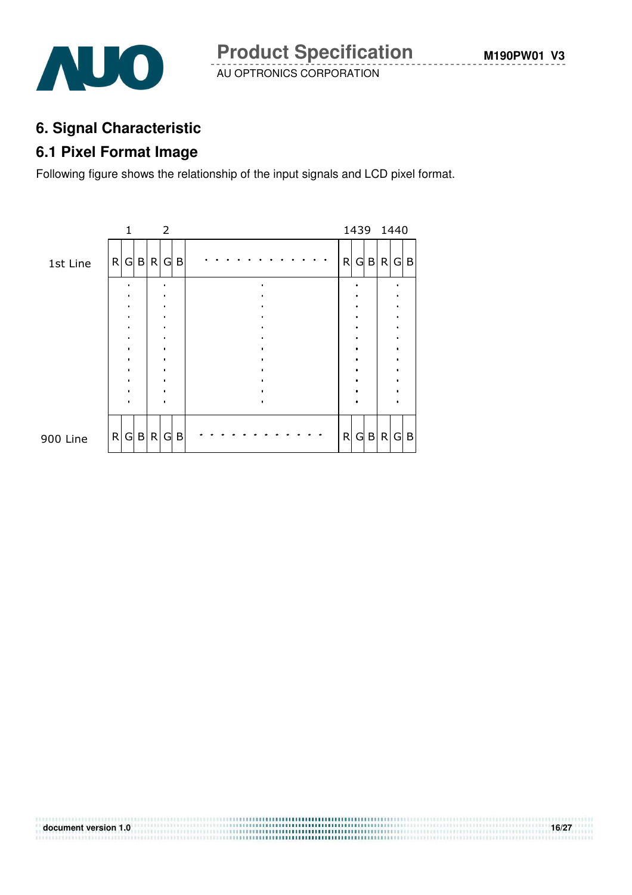# 6. Signal Characteristic

## 6.1 Pixel Format Image

Following figure shows the relationship of the input signals and LCD pixel format.

|  | 1 | 2 | ... | 1439 | 1440 |
|---|---|---|---|---|---|
| 1st Line | R G B | R G B | · · · · · · · · · · · · | R G B | R G B |
|  | ⋮ | ⋮ | ⋮ | ⋮ | ⋮ |
| 900 Line | R G B | R G B | - - - - - - - - - - - - | R G B | R G B |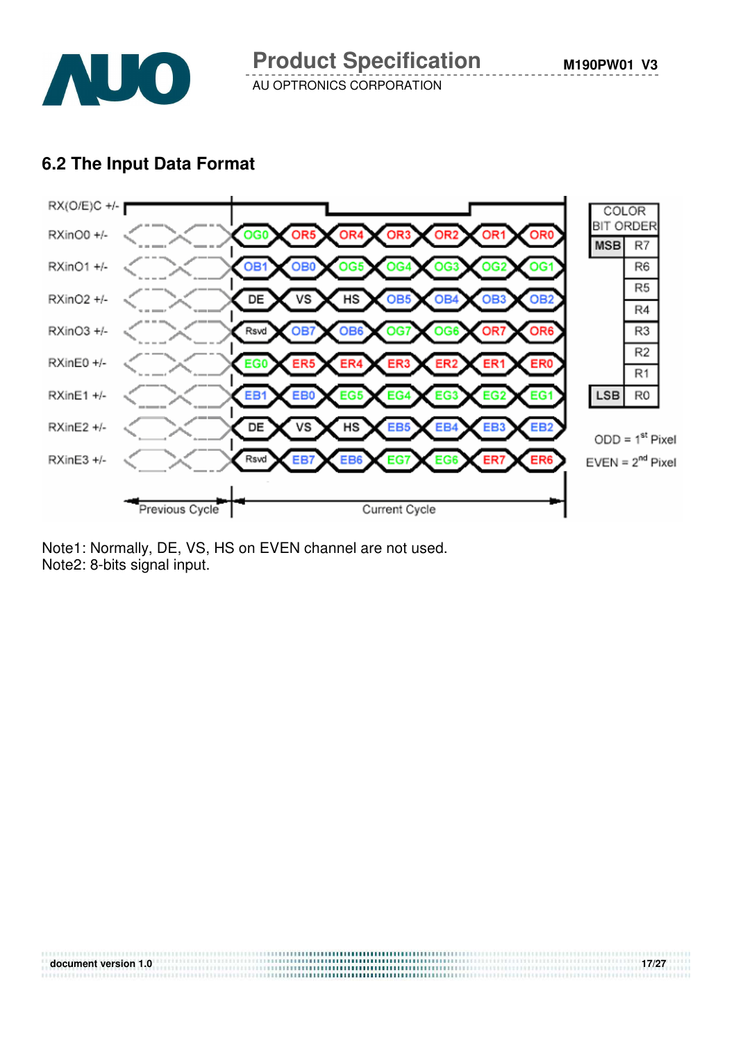## 6.2 The Input Data Format

| Signal | Previous Cycle | Current Cycle | | | | | | |
|---|---|---|---|---|---|---|---|---|
| RX(O/E)C +/- | | | | | | | | |
| RXinO0 +/- | | OG0 | OR5 | OR4 | OR3 | OR2 | OR1 | OR0 |
| RXinO1 +/- | | OB1 | OB0 | OG5 | OG4 | OG3 | OG2 | OG1 |
| RXinO2 +/- | | DE | VS | HS | OB5 | OB4 | OB3 | OB2 |
| RXinO3 +/- | | Rsvd | OB7 | OB6 | OG7 | OG6 | OR7 | OR6 |
| RXinE0 +/- | | EG0 | ER5 | ER4 | ER3 | ER2 | ER1 | ER0 |
| RXinE1 +/- | | EB1 | EB0 | EG5 | EG4 | EG3 | EG2 | EG1 |
| RXinE2 +/- | | DE | VS | HS | EB5 | EB4 | EB3 | EB2 |
| RXinE3 +/- | | Rsvd | EB7 | EB6 | EG7 | EG6 | ER7 | ER6 |

| COLOR BIT ORDER | |
|---|---|
| MSB | R7 |
| | R6 |
| | R5 |
| | R4 |
| | R3 |
| | R2 |
| | R1 |
| LSB | R0 |

ODD = 1st Pixel
EVEN = 2nd Pixel

Note1: Normally, DE, VS, HS on EVEN channel are not used.
Note2: 8-bits signal input.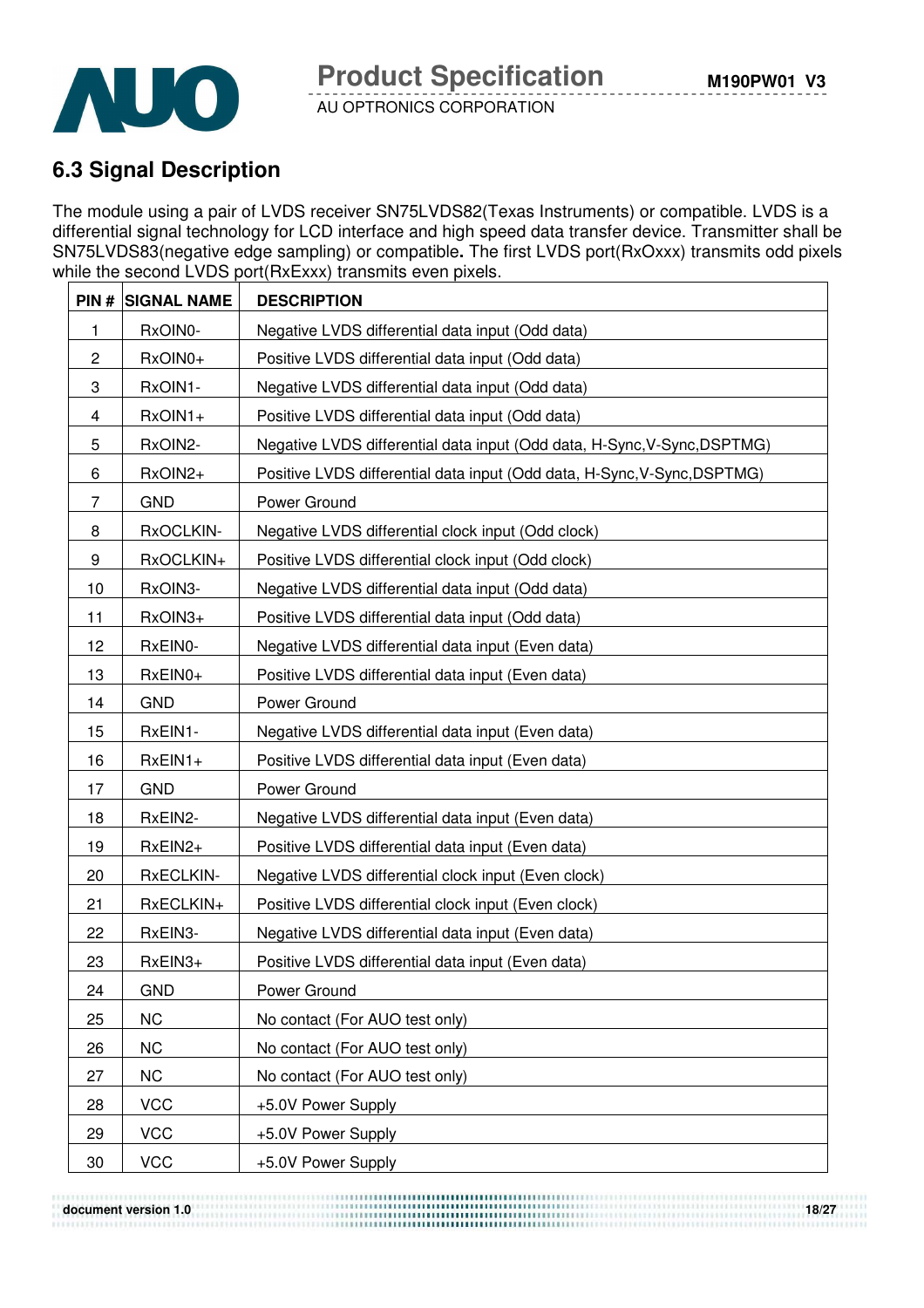## 6.3 Signal Description

The module using a pair of LVDS receiver SN75LVDS82(Texas Instruments) or compatible. LVDS is a differential signal technology for LCD interface and high speed data transfer device. Transmitter shall be SN75LVDS83(negative edge sampling) or compatible**.** The first LVDS port(RxOxxx) transmits odd pixels while the second LVDS port(RxExxx) transmits even pixels.

| PIN # | SIGNAL NAME | DESCRIPTION |
|---|---|---|
| 1 | RxOIN0- | Negative LVDS differential data input (Odd data) |
| 2 | RxOIN0+ | Positive LVDS differential data input (Odd data) |
| 3 | RxOIN1- | Negative LVDS differential data input (Odd data) |
| 4 | RxOIN1+ | Positive LVDS differential data input (Odd data) |
| 5 | RxOIN2- | Negative LVDS differential data input (Odd data, H-Sync,V-Sync,DSPTMG) |
| 6 | RxOIN2+ | Positive LVDS differential data input (Odd data, H-Sync,V-Sync,DSPTMG) |
| 7 | GND | Power Ground |
| 8 | RxOCLKIN- | Negative LVDS differential clock input (Odd clock) |
| 9 | RxOCLKIN+ | Positive LVDS differential clock input (Odd clock) |
| 10 | RxOIN3- | Negative LVDS differential data input (Odd data) |
| 11 | RxOIN3+ | Positive LVDS differential data input (Odd data) |
| 12 | RxEIN0- | Negative LVDS differential data input (Even data) |
| 13 | RxEIN0+ | Positive LVDS differential data input (Even data) |
| 14 | GND | Power Ground |
| 15 | RxEIN1- | Negative LVDS differential data input (Even data) |
| 16 | RxEIN1+ | Positive LVDS differential data input (Even data) |
| 17 | GND | Power Ground |
| 18 | RxEIN2- | Negative LVDS differential data input (Even data) |
| 19 | RxEIN2+ | Positive LVDS differential data input (Even data) |
| 20 | RxECLKIN- | Negative LVDS differential clock input (Even clock) |
| 21 | RxECLKIN+ | Positive LVDS differential clock input (Even clock) |
| 22 | RxEIN3- | Negative LVDS differential data input (Even data) |
| 23 | RxEIN3+ | Positive LVDS differential data input (Even data) |
| 24 | GND | Power Ground |
| 25 | NC | No contact (For AUO test only) |
| 26 | NC | No contact (For AUO test only) |
| 27 | NC | No contact (For AUO test only) |
| 28 | VCC | +5.0V Power Supply |
| 29 | VCC | +5.0V Power Supply |
| 30 | VCC | +5.0V Power Supply |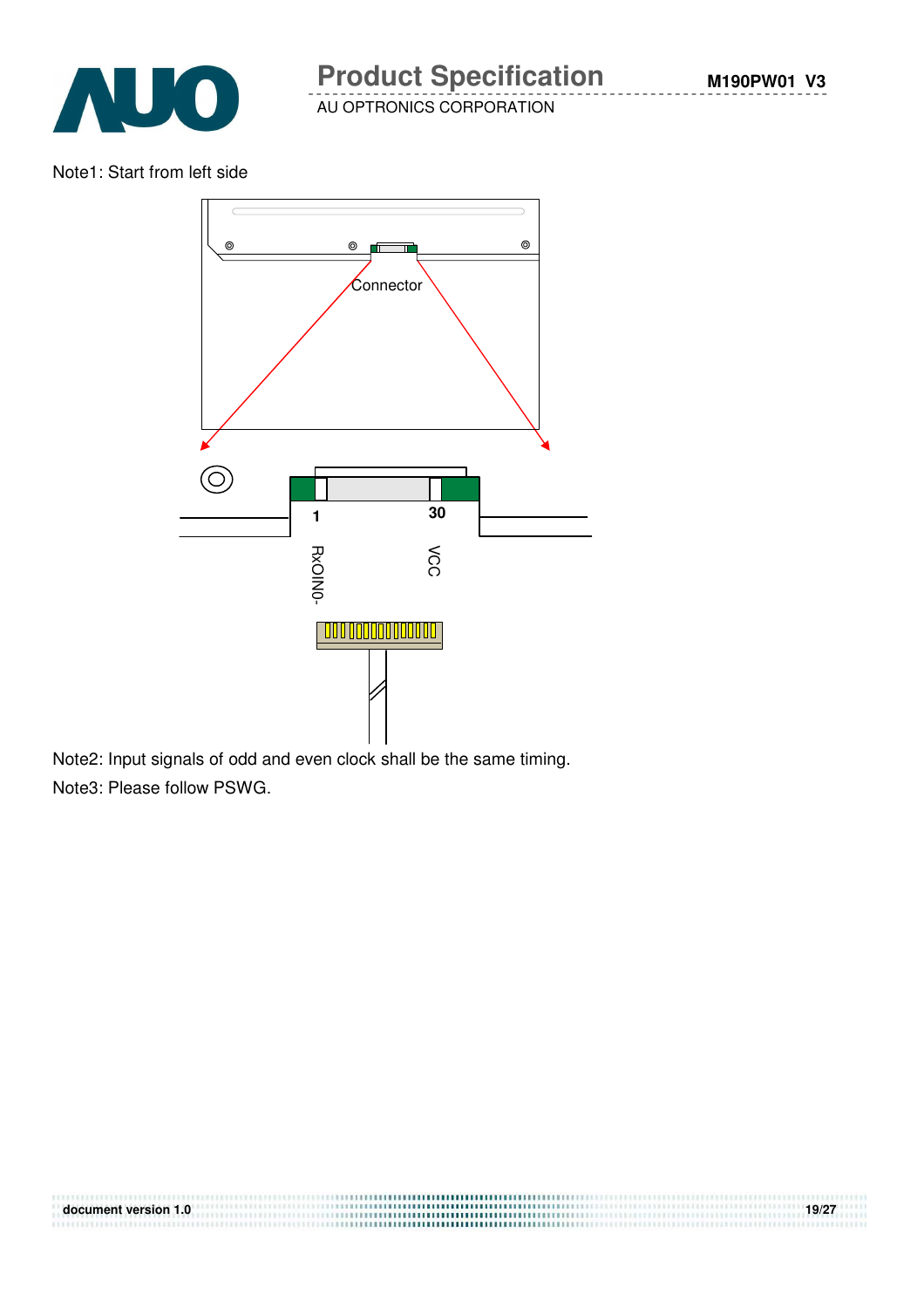Note1: Start from left side

Connector

1

30

RxOIN0-

VCC

Note2: Input signals of odd and even clock shall be the same timing.

Note3: Please follow PSWG.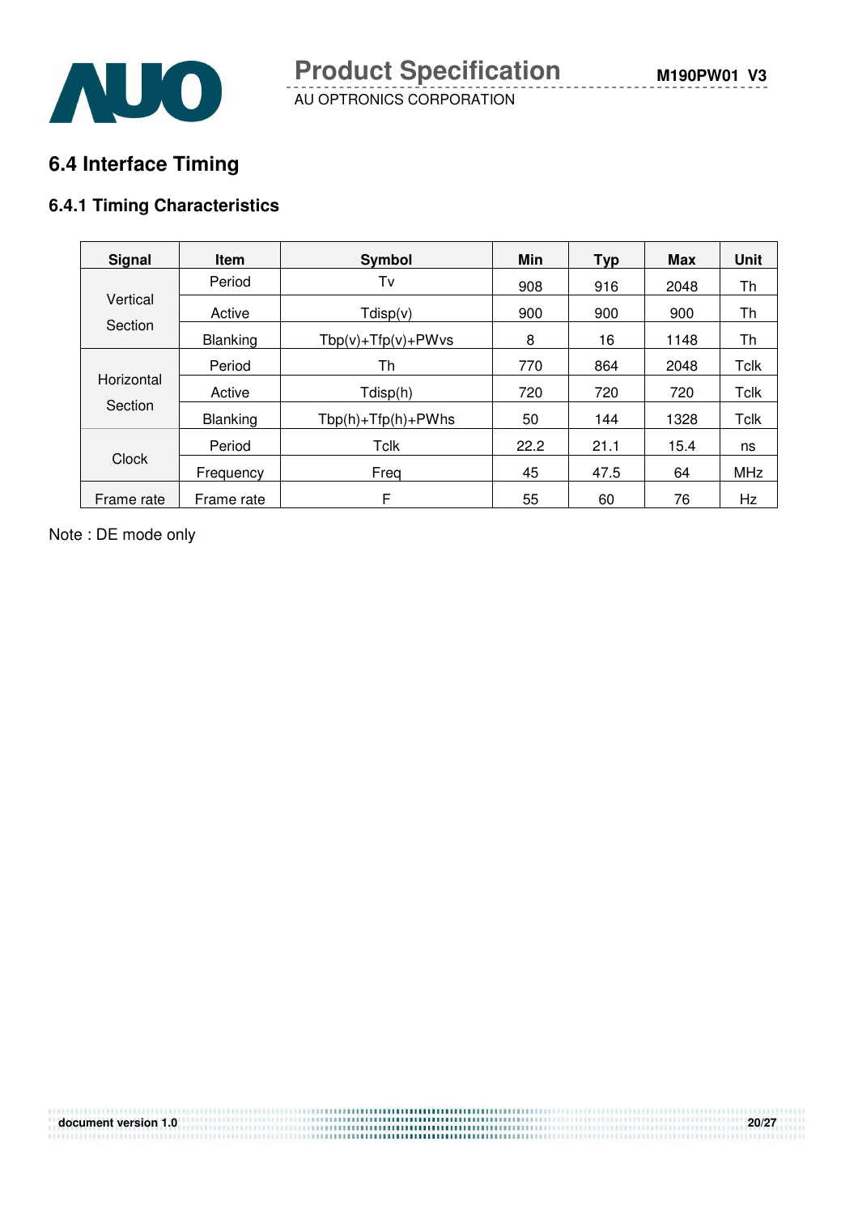## 6.4 Interface Timing

### 6.4.1 Timing Characteristics

| Signal | Item | Symbol | Min | Typ | Max | Unit |
|---|---|---|---|---|---|---|
| Vertical Section | Period | Tv | 908 | 916 | 2048 | Th |
| | Active | Tdisp(v) | 900 | 900 | 900 | Th |
| | Blanking | Tbp(v)+Tfp(v)+PWvs | 8 | 16 | 1148 | Th |
| Horizontal Section | Period | Th | 770 | 864 | 2048 | Tclk |
| | Active | Tdisp(h) | 720 | 720 | 720 | Tclk |
| | Blanking | Tbp(h)+Tfp(h)+PWhs | 50 | 144 | 1328 | Tclk |
| Clock | Period | Tclk | 22.2 | 21.1 | 15.4 | ns |
| | Frequency | Freq | 45 | 47.5 | 64 | MHz |
| Frame rate | Frame rate | F | 55 | 60 | 76 | Hz |

Note : DE mode only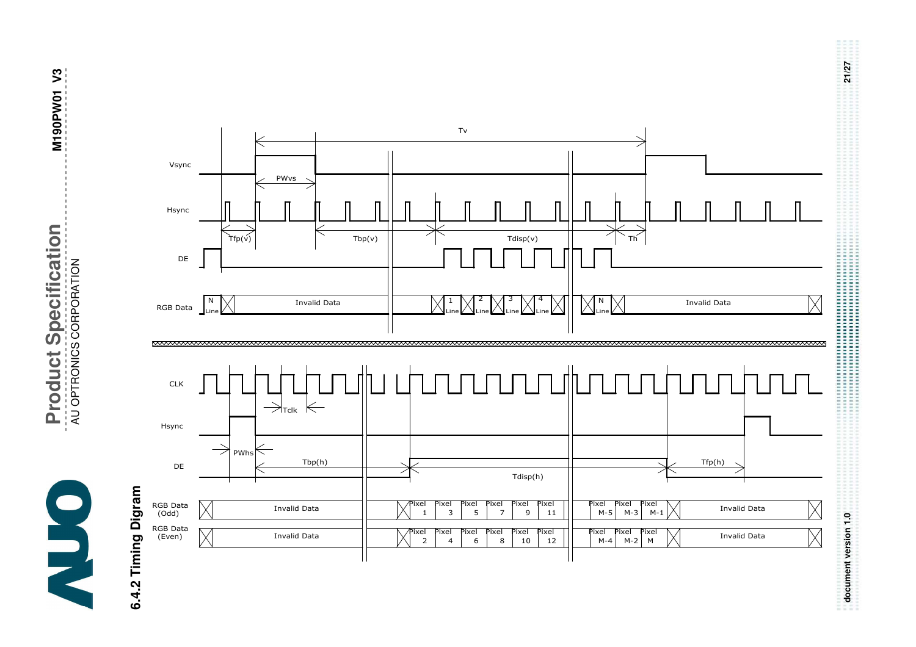## 6.4.2 Timing Digram

Vsync

Hsync

DE

RGB Data

Tv

PWvs

Tfp(v)

Tbp(v)

Tdisp(v)

Th

N Line

Invalid Data

1 Line

2 Line

3 Line

4 Line

N Line

Invalid Data

CLK

Hsync

DE

RGB Data (Odd)

RGB Data (Even)

Tclk

PWhs

Tbp(h)

Tdisp(h)

Tfp(h)

Invalid Data

Pixel 1, Pixel 3, Pixel 5, Pixel 7, Pixel 9, Pixel 11

Pixel M-5, Pixel M-3, Pixel M-1

Invalid Data

Invalid Data

Pixel 2, Pixel 4, Pixel 6, Pixel 8, Pixel 10, Pixel 12

Pixel M-4, Pixel M-2, Pixel M

Invalid Data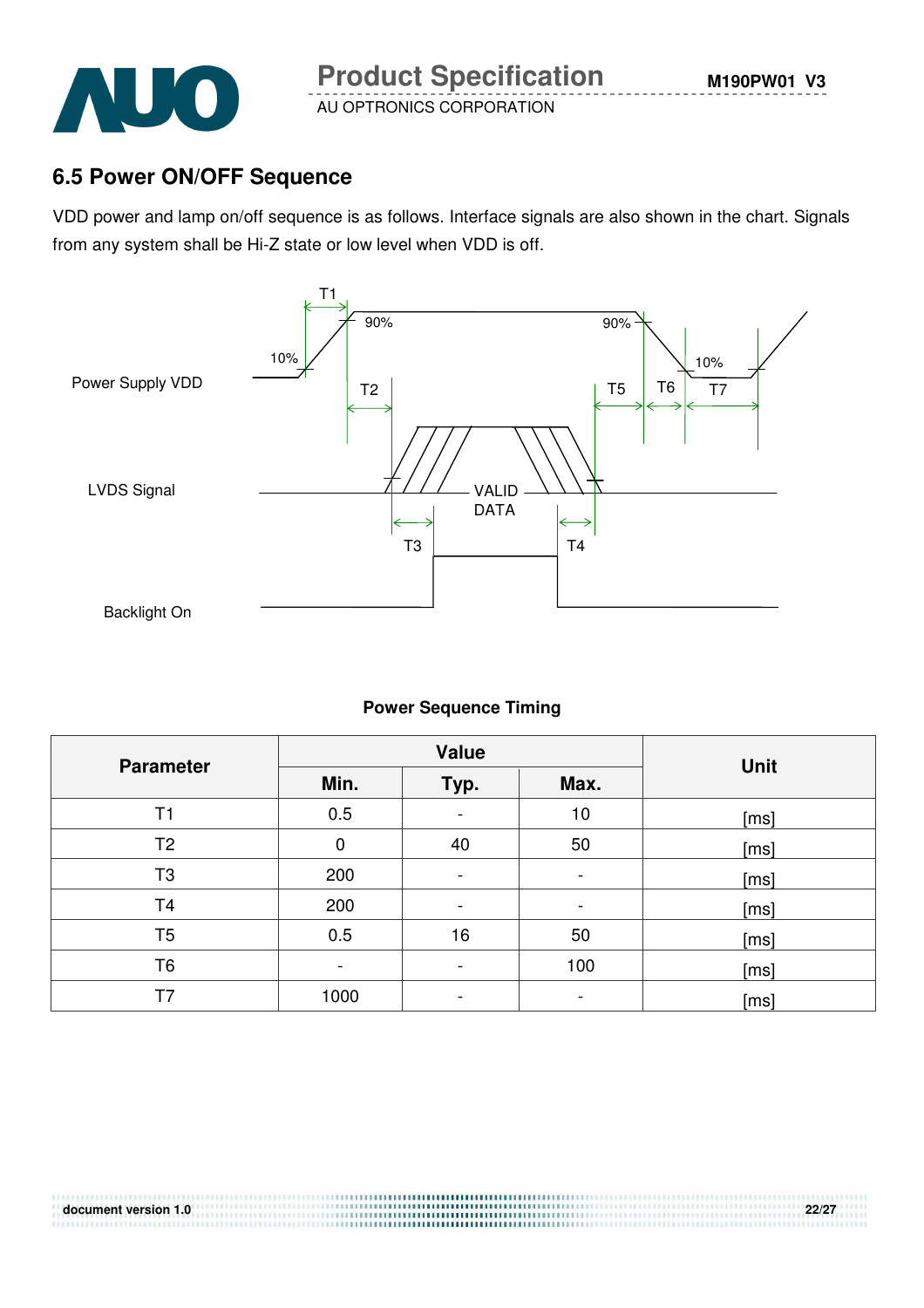## 6.5 Power ON/OFF Sequence

VDD power and lamp on/off sequence is as follows. Interface signals are also shown in the chart. Signals from any system shall be Hi-Z state or low level when VDD is off.

**Power Sequence Timing**

| Parameter | Value | | | Unit |
|---|---|---|---|---|
| | Min. | Typ. | Max. | |
| T1 | 0.5 | - | 10 | [ms] |
| T2 | 0 | 40 | 50 | [ms] |
| T3 | 200 | - | - | [ms] |
| T4 | 200 | - | - | [ms] |
| T5 | 0.5 | 16 | 50 | [ms] |
| T6 | - | - | 100 | [ms] |
| T7 | 1000 | - | - | [ms] |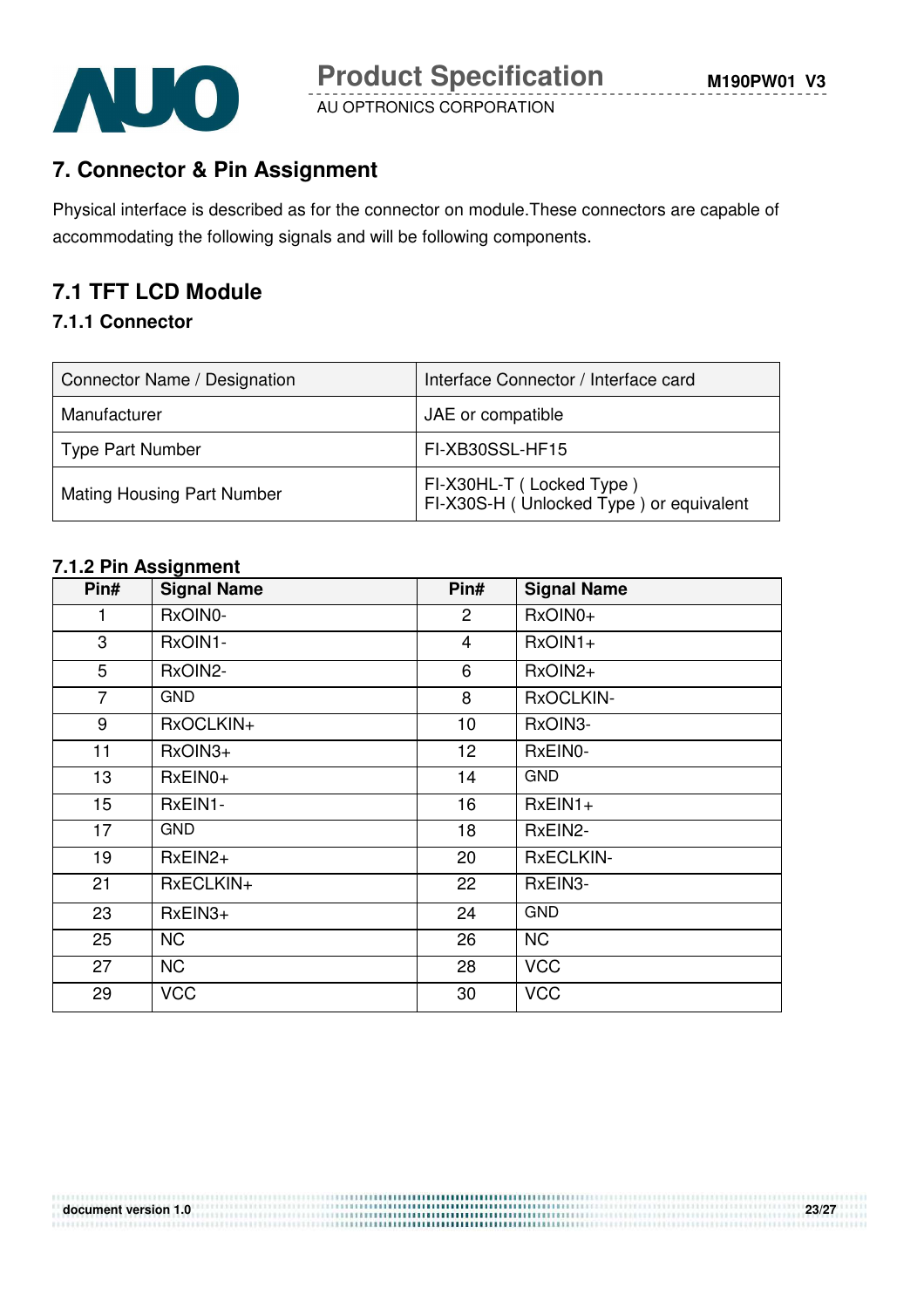# 7. Connector & Pin Assignment

Physical interface is described as for the connector on module.These connectors are capable of accommodating the following signals and will be following components.

## 7.1 TFT LCD Module

### 7.1.1 Connector

| Connector Name / Designation | Interface Connector / Interface card |
|---|---|
| Manufacturer | JAE or compatible |
| Type Part Number | FI-XB30SSL-HF15 |
| Mating Housing Part Number | FI-X30HL-T ( Locked Type )<br>FI-X30S-H ( Unlocked Type ) or equivalent |

### 7.1.2 Pin Assignment

| Pin# | Signal Name | Pin# | Signal Name |
|---|---|---|---|
| 1 | RxOIN0- | 2 | RxOIN0+ |
| 3 | RxOIN1- | 4 | RxOIN1+ |
| 5 | RxOIN2- | 6 | RxOIN2+ |
| 7 | GND | 8 | RxOCLKIN- |
| 9 | RxOCLKIN+ | 10 | RxOIN3- |
| 11 | RxOIN3+ | 12 | RxEIN0- |
| 13 | RxEIN0+ | 14 | GND |
| 15 | RxEIN1- | 16 | RxEIN1+ |
| 17 | GND | 18 | RxEIN2- |
| 19 | RxEIN2+ | 20 | RxECLKIN- |
| 21 | RxECLKIN+ | 22 | RxEIN3- |
| 23 | RxEIN3+ | 24 | GND |
| 25 | NC | 26 | NC |
| 27 | NC | 28 | VCC |
| 29 | VCC | 30 | VCC |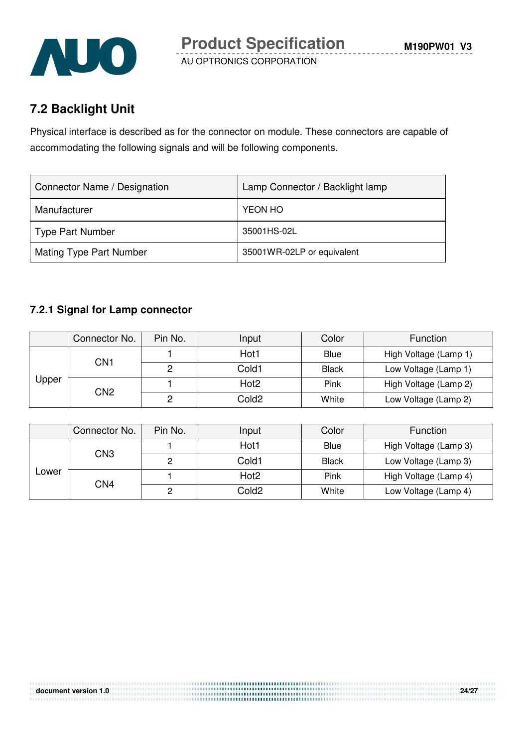## 7.2 Backlight Unit

Physical interface is described as for the connector on module. These connectors are capable of accommodating the following signals and will be following components.

| Connector Name / Designation | Lamp Connector / Backlight lamp |
|---|---|
| Manufacturer | YEON HO |
| Type Part Number | 35001HS-02L |
| Mating Type Part Number | 35001WR-02LP or equivalent |

### 7.2.1 Signal for Lamp connector

| | Connector No. | Pin No. | Input | Color | Function |
|---|---|---|---|---|---|
| Upper | CN1 | 1 | Hot1 | Blue | High Voltage (Lamp 1) |
| | | 2 | Cold1 | Black | Low Voltage (Lamp 1) |
| | CN2 | 1 | Hot2 | Pink | High Voltage (Lamp 2) |
| | | 2 | Cold2 | White | Low Voltage (Lamp 2) |

| | Connector No. | Pin No. | Input | Color | Function |
|---|---|---|---|---|---|
| Lower | CN3 | 1 | Hot1 | Blue | High Voltage (Lamp 3) |
| | | 2 | Cold1 | Black | Low Voltage (Lamp 3) |
| | CN4 | 1 | Hot2 | Pink | High Voltage (Lamp 4) |
| | | 2 | Cold2 | White | Low Voltage (Lamp 4) |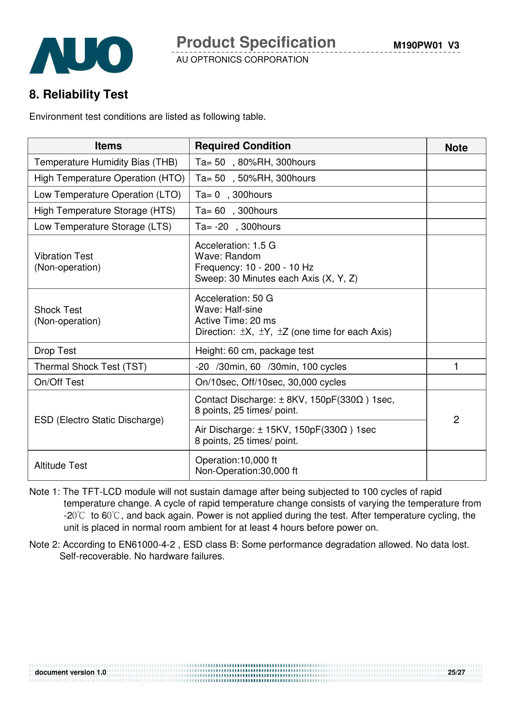## 8. Reliability Test

Environment test conditions are listed as following table.

| Items | Required Condition | Note |
|---|---|---|
| Temperature Humidity Bias (THB) | Ta= 50 , 80%RH, 300hours | |
| High Temperature Operation (HTO) | Ta= 50 , 50%RH, 300hours | |
| Low Temperature Operation (LTO) | Ta= 0 , 300hours | |
| High Temperature Storage (HTS) | Ta= 60 , 300hours | |
| Low Temperature Storage (LTS) | Ta= -20 , 300hours | |
| Vibration Test (Non-operation) | Acceleration: 1.5 G<br>Wave: Random<br>Frequency: 10 - 200 - 10 Hz<br>Sweep: 30 Minutes each Axis (X, Y, Z) | |
| Shock Test (Non-operation) | Acceleration: 50 G<br>Wave: Half-sine<br>Active Time: 20 ms<br>Direction: ±X, ±Y, ±Z (one time for each Axis) | |
| Drop Test | Height: 60 cm, package test | |
| Thermal Shock Test (TST) | -20 /30min, 60 /30min, 100 cycles | 1 |
| On/Off Test | On/10sec, Off/10sec, 30,000 cycles | |
| ESD (Electro Static Discharge) | Contact Discharge: ± 8KV, 150pF(330Ω ) 1sec, 8 points, 25 times/ point. | 2 |
| | Air Discharge: ± 15KV, 150pF(330Ω ) 1sec 8 points, 25 times/ point. | |
| Altitude Test | Operation:10,000 ft<br>Non-Operation:30,000 ft | |

Note 1: The TFT-LCD module will not sustain damage after being subjected to 100 cycles of rapid temperature change. A cycle of rapid temperature change consists of varying the temperature from -20℃ to 60℃, and back again. Power is not applied during the test. After temperature cycling, the unit is placed in normal room ambient for at least 4 hours before power on.

Note 2: According to EN61000-4-2 , ESD class B: Some performance degradation allowed. No data lost. Self-recoverable. No hardware failures.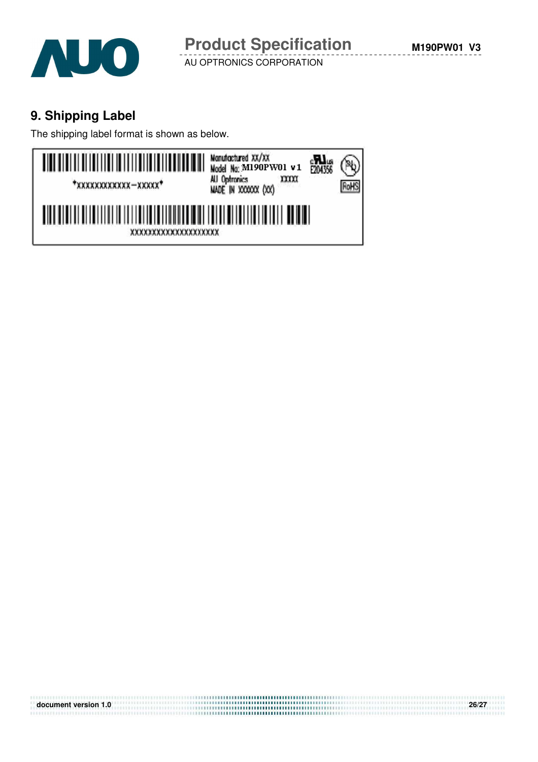## 9. Shipping Label

The shipping label format is shown as below.

*XXXXXXXXXXXX-XXXXX*

Manufactured XX/XX
Model No: M190PW01 v1
AU Optronics XXXXX
MADE IN XXXXX (XX)

E204356

RoHS

XXXXXXXXXXXXXXXXXXXX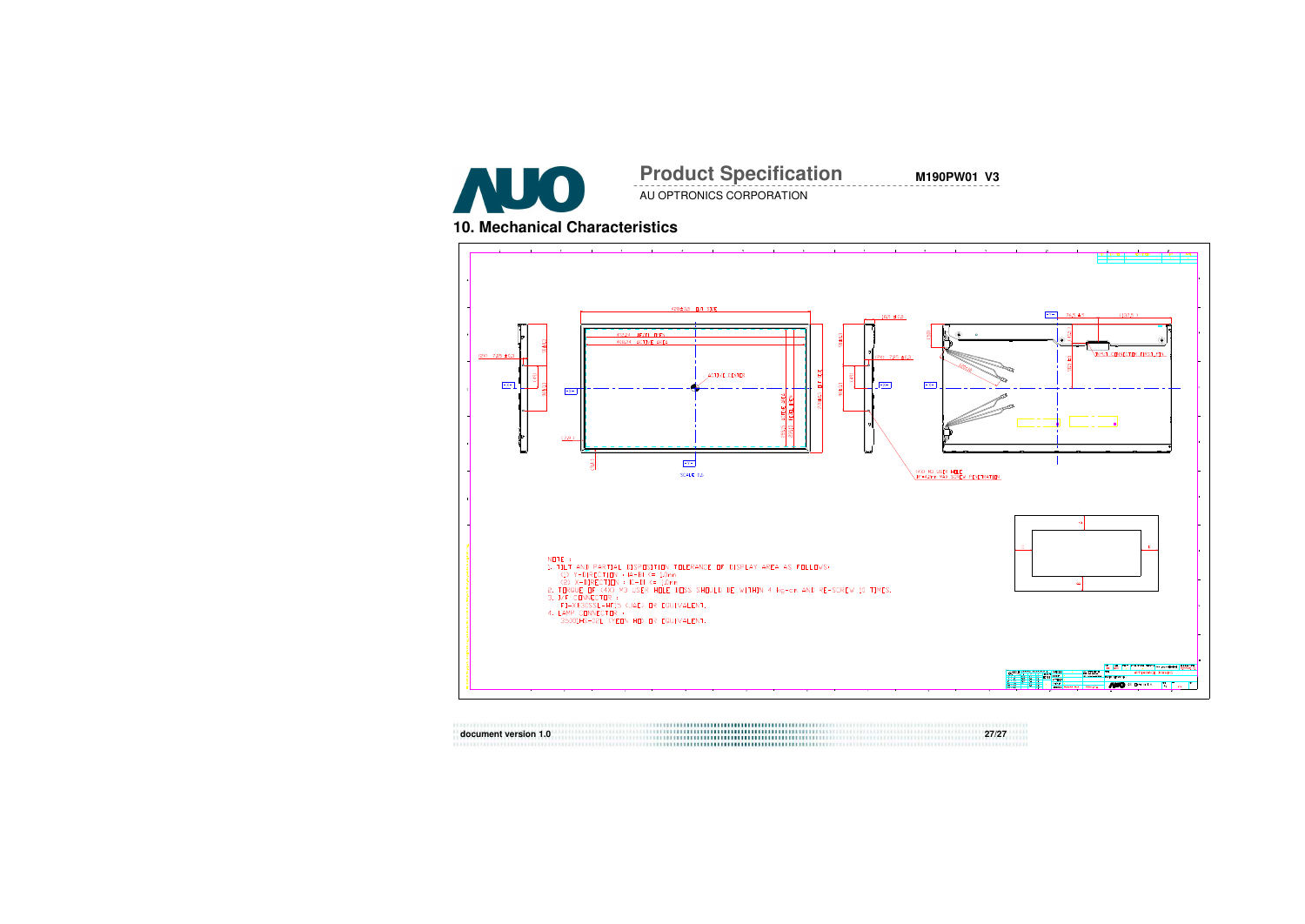## 10. Mechanical Characteristics

NOTE :
1. TILT AND PARTIAL DISPOSITION TOLERANCE OF DISPLAY AREA AS FOLLOWS:
   (1) Y-DIRECTION : |A-B| <= 1.0mm
   (2) X-DIRECTION : |C-D| <= 1.2mm
2. TORQUE OF (4X) M3 USER HOLE BOSS SHOULD BE WITHIN 4 kg-cm AND RE-SCREW 10 TIMES.
3. I/F CONNECTOR :
   FI-XB30SSL-HF15 (JAE) OR EQUIVALENT.
4. LAMP CONNECTOR :
   BHSR-02VS-1 (JST) OR EQUIVALENT.